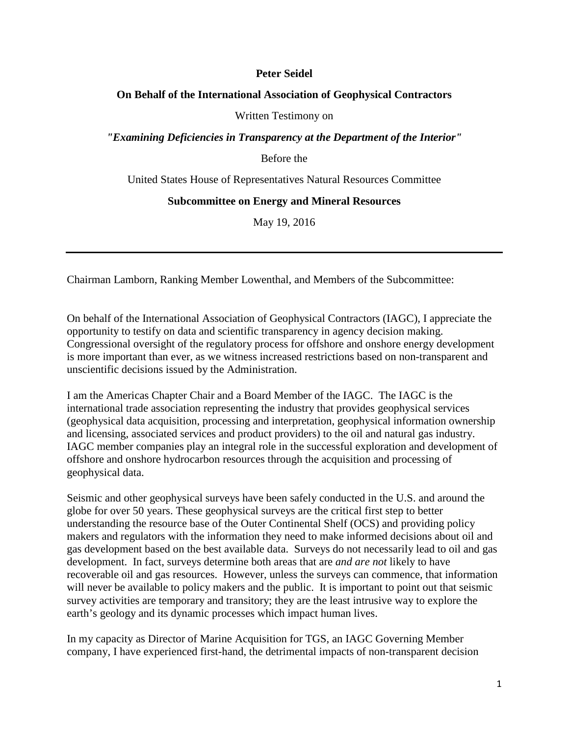**Peter Seidel**

**On Behalf of the International Association of Geophysical Contractors**

Written Testimony on

***"Examining Deficiencies in Transparency at the Department of the Interior"***

Before the

United States House of Representatives Natural Resources Committee

**Subcommittee on Energy and Mineral Resources**

May 19, 2016

---

Chairman Lamborn, Ranking Member Lowenthal, and Members of the Subcommittee:

On behalf of the International Association of Geophysical Contractors (IAGC), I appreciate the opportunity to testify on data and scientific transparency in agency decision making. Congressional oversight of the regulatory process for offshore and onshore energy development is more important than ever, as we witness increased restrictions based on non-transparent and unscientific decisions issued by the Administration.

I am the Americas Chapter Chair and a Board Member of the IAGC. The IAGC is the international trade association representing the industry that provides geophysical services (geophysical data acquisition, processing and interpretation, geophysical information ownership and licensing, associated services and product providers) to the oil and natural gas industry. IAGC member companies play an integral role in the successful exploration and development of offshore and onshore hydrocarbon resources through the acquisition and processing of geophysical data.

Seismic and other geophysical surveys have been safely conducted in the U.S. and around the globe for over 50 years. These geophysical surveys are the critical first step to better understanding the resource base of the Outer Continental Shelf (OCS) and providing policy makers and regulators with the information they need to make informed decisions about oil and gas development based on the best available data. Surveys do not necessarily lead to oil and gas development. In fact, surveys determine both areas that are *and are not* likely to have recoverable oil and gas resources. However, unless the surveys can commence, that information will never be available to policy makers and the public. It is important to point out that seismic survey activities are temporary and transitory; they are the least intrusive way to explore the earth's geology and its dynamic processes which impact human lives.

In my capacity as Director of Marine Acquisition for TGS, an IAGC Governing Member company, I have experienced first-hand, the detrimental impacts of non-transparent decision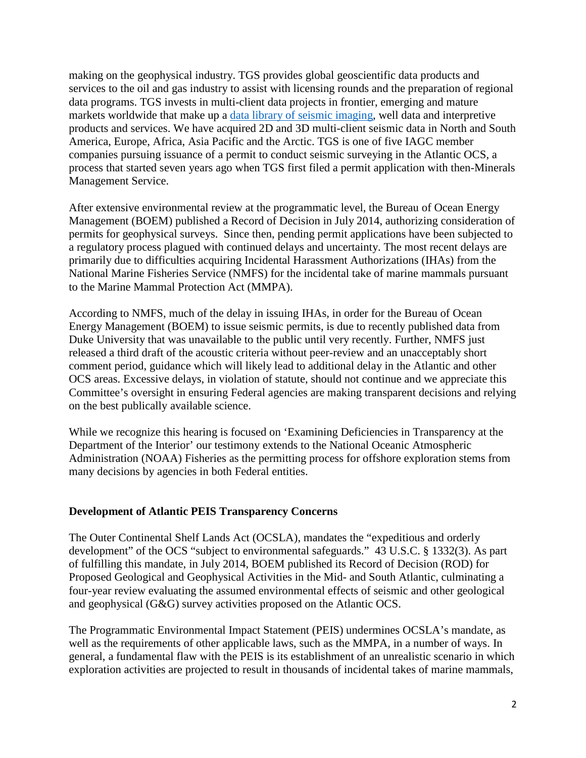making on the geophysical industry. TGS provides global geoscientific data products and services to the oil and gas industry to assist with licensing rounds and the preparation of regional data programs. TGS invests in multi-client data projects in frontier, emerging and mature markets worldwide that make up a [data library of seismic imaging](), well data and interpretive products and services. We have acquired 2D and 3D multi-client seismic data in North and South America, Europe, Africa, Asia Pacific and the Arctic. TGS is one of five IAGC member companies pursuing issuance of a permit to conduct seismic surveying in the Atlantic OCS, a process that started seven years ago when TGS first filed a permit application with then-Minerals Management Service.

After extensive environmental review at the programmatic level, the Bureau of Ocean Energy Management (BOEM) published a Record of Decision in July 2014, authorizing consideration of permits for geophysical surveys. Since then, pending permit applications have been subjected to a regulatory process plagued with continued delays and uncertainty. The most recent delays are primarily due to difficulties acquiring Incidental Harassment Authorizations (IHAs) from the National Marine Fisheries Service (NMFS) for the incidental take of marine mammals pursuant to the Marine Mammal Protection Act (MMPA).

According to NMFS, much of the delay in issuing IHAs, in order for the Bureau of Ocean Energy Management (BOEM) to issue seismic permits, is due to recently published data from Duke University that was unavailable to the public until very recently. Further, NMFS just released a third draft of the acoustic criteria without peer-review and an unacceptably short comment period, guidance which will likely lead to additional delay in the Atlantic and other OCS areas. Excessive delays, in violation of statute, should not continue and we appreciate this Committee's oversight in ensuring Federal agencies are making transparent decisions and relying on the best publically available science.

While we recognize this hearing is focused on 'Examining Deficiencies in Transparency at the Department of the Interior' our testimony extends to the National Oceanic Atmospheric Administration (NOAA) Fisheries as the permitting process for offshore exploration stems from many decisions by agencies in both Federal entities.

**Development of Atlantic PEIS Transparency Concerns**

The Outer Continental Shelf Lands Act (OCSLA), mandates the "expeditious and orderly development" of the OCS "subject to environmental safeguards." 43 U.S.C. § 1332(3). As part of fulfilling this mandate, in July 2014, BOEM published its Record of Decision (ROD) for Proposed Geological and Geophysical Activities in the Mid- and South Atlantic, culminating a four-year review evaluating the assumed environmental effects of seismic and other geological and geophysical (G&G) survey activities proposed on the Atlantic OCS.

The Programmatic Environmental Impact Statement (PEIS) undermines OCSLA's mandate, as well as the requirements of other applicable laws, such as the MMPA, in a number of ways. In general, a fundamental flaw with the PEIS is its establishment of an unrealistic scenario in which exploration activities are projected to result in thousands of incidental takes of marine mammals,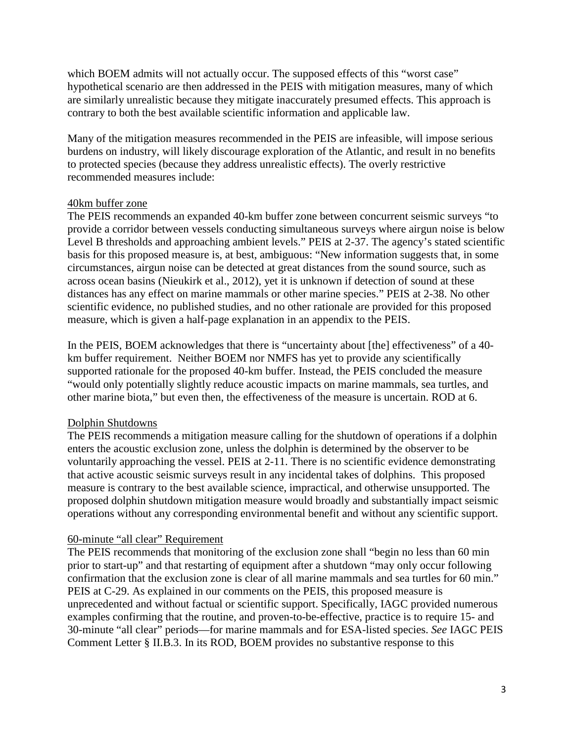which BOEM admits will not actually occur. The supposed effects of this "worst case" hypothetical scenario are then addressed in the PEIS with mitigation measures, many of which are similarly unrealistic because they mitigate inaccurately presumed effects. This approach is contrary to both the best available scientific information and applicable law.

Many of the mitigation measures recommended in the PEIS are infeasible, will impose serious burdens on industry, will likely discourage exploration of the Atlantic, and result in no benefits to protected species (because they address unrealistic effects). The overly restrictive recommended measures include:

<u>40km buffer zone</u>

The PEIS recommends an expanded 40-km buffer zone between concurrent seismic surveys "to provide a corridor between vessels conducting simultaneous surveys where airgun noise is below Level B thresholds and approaching ambient levels." PEIS at 2-37. The agency's stated scientific basis for this proposed measure is, at best, ambiguous: "New information suggests that, in some circumstances, airgun noise can be detected at great distances from the sound source, such as across ocean basins (Nieukirk et al., 2012), yet it is unknown if detection of sound at these distances has any effect on marine mammals or other marine species." PEIS at 2-38. No other scientific evidence, no published studies, and no other rationale are provided for this proposed measure, which is given a half-page explanation in an appendix to the PEIS.

In the PEIS, BOEM acknowledges that there is "uncertainty about [the] effectiveness" of a 40-km buffer requirement. Neither BOEM nor NMFS has yet to provide any scientifically supported rationale for the proposed 40-km buffer. Instead, the PEIS concluded the measure "would only potentially slightly reduce acoustic impacts on marine mammals, sea turtles, and other marine biota," but even then, the effectiveness of the measure is uncertain. ROD at 6.

<u>Dolphin Shutdowns</u>

The PEIS recommends a mitigation measure calling for the shutdown of operations if a dolphin enters the acoustic exclusion zone, unless the dolphin is determined by the observer to be voluntarily approaching the vessel. PEIS at 2-11. There is no scientific evidence demonstrating that active acoustic seismic surveys result in any incidental takes of dolphins. This proposed measure is contrary to the best available science, impractical, and otherwise unsupported. The proposed dolphin shutdown mitigation measure would broadly and substantially impact seismic operations without any corresponding environmental benefit and without any scientific support.

<u>60-minute "all clear" Requirement</u>

The PEIS recommends that monitoring of the exclusion zone shall "begin no less than 60 min prior to start-up" and that restarting of equipment after a shutdown "may only occur following confirmation that the exclusion zone is clear of all marine mammals and sea turtles for 60 min." PEIS at C-29. As explained in our comments on the PEIS, this proposed measure is unprecedented and without factual or scientific support. Specifically, IAGC provided numerous examples confirming that the routine, and proven-to-be-effective, practice is to require 15- and 30-minute "all clear" periods—for marine mammals and for ESA-listed species. *See* IAGC PEIS Comment Letter § II.B.3. In its ROD, BOEM provides no substantive response to this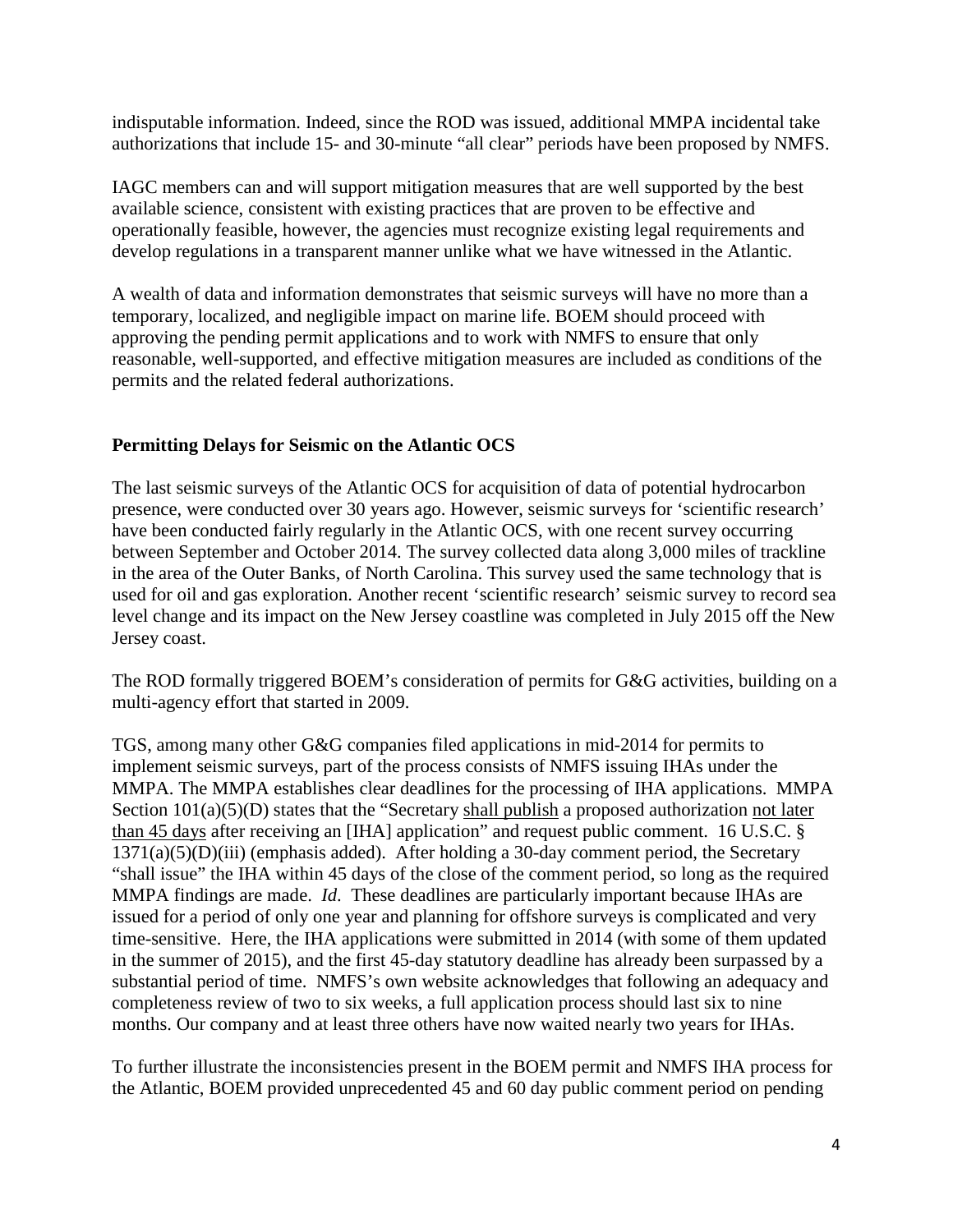indisputable information. Indeed, since the ROD was issued, additional MMPA incidental take authorizations that include 15- and 30-minute "all clear" periods have been proposed by NMFS.

IAGC members can and will support mitigation measures that are well supported by the best available science, consistent with existing practices that are proven to be effective and operationally feasible, however, the agencies must recognize existing legal requirements and develop regulations in a transparent manner unlike what we have witnessed in the Atlantic.

A wealth of data and information demonstrates that seismic surveys will have no more than a temporary, localized, and negligible impact on marine life. BOEM should proceed with approving the pending permit applications and to work with NMFS to ensure that only reasonable, well-supported, and effective mitigation measures are included as conditions of the permits and the related federal authorizations.

**Permitting Delays for Seismic on the Atlantic OCS**

The last seismic surveys of the Atlantic OCS for acquisition of data of potential hydrocarbon presence, were conducted over 30 years ago. However, seismic surveys for 'scientific research' have been conducted fairly regularly in the Atlantic OCS, with one recent survey occurring between September and October 2014. The survey collected data along 3,000 miles of trackline in the area of the Outer Banks, of North Carolina. This survey used the same technology that is used for oil and gas exploration. Another recent 'scientific research' seismic survey to record sea level change and its impact on the New Jersey coastline was completed in July 2015 off the New Jersey coast.

The ROD formally triggered BOEM's consideration of permits for G&G activities, building on a multi-agency effort that started in 2009.

TGS, among many other G&G companies filed applications in mid-2014 for permits to implement seismic surveys, part of the process consists of NMFS issuing IHAs under the MMPA. The MMPA establishes clear deadlines for the processing of IHA applications. MMPA Section 101(a)(5)(D) states that the "Secretary <u>shall publish</u> a proposed authorization <u>not later than 45 days</u> after receiving an [IHA] application" and request public comment. 16 U.S.C. § 1371(a)(5)(D)(iii) (emphasis added). After holding a 30-day comment period, the Secretary "shall issue" the IHA within 45 days of the close of the comment period, so long as the required MMPA findings are made. *Id.* These deadlines are particularly important because IHAs are issued for a period of only one year and planning for offshore surveys is complicated and very time-sensitive. Here, the IHA applications were submitted in 2014 (with some of them updated in the summer of 2015), and the first 45-day statutory deadline has already been surpassed by a substantial period of time. NMFS's own website acknowledges that following an adequacy and completeness review of two to six weeks, a full application process should last six to nine months. Our company and at least three others have now waited nearly two years for IHAs.

To further illustrate the inconsistencies present in the BOEM permit and NMFS IHA process for the Atlantic, BOEM provided unprecedented 45 and 60 day public comment period on pending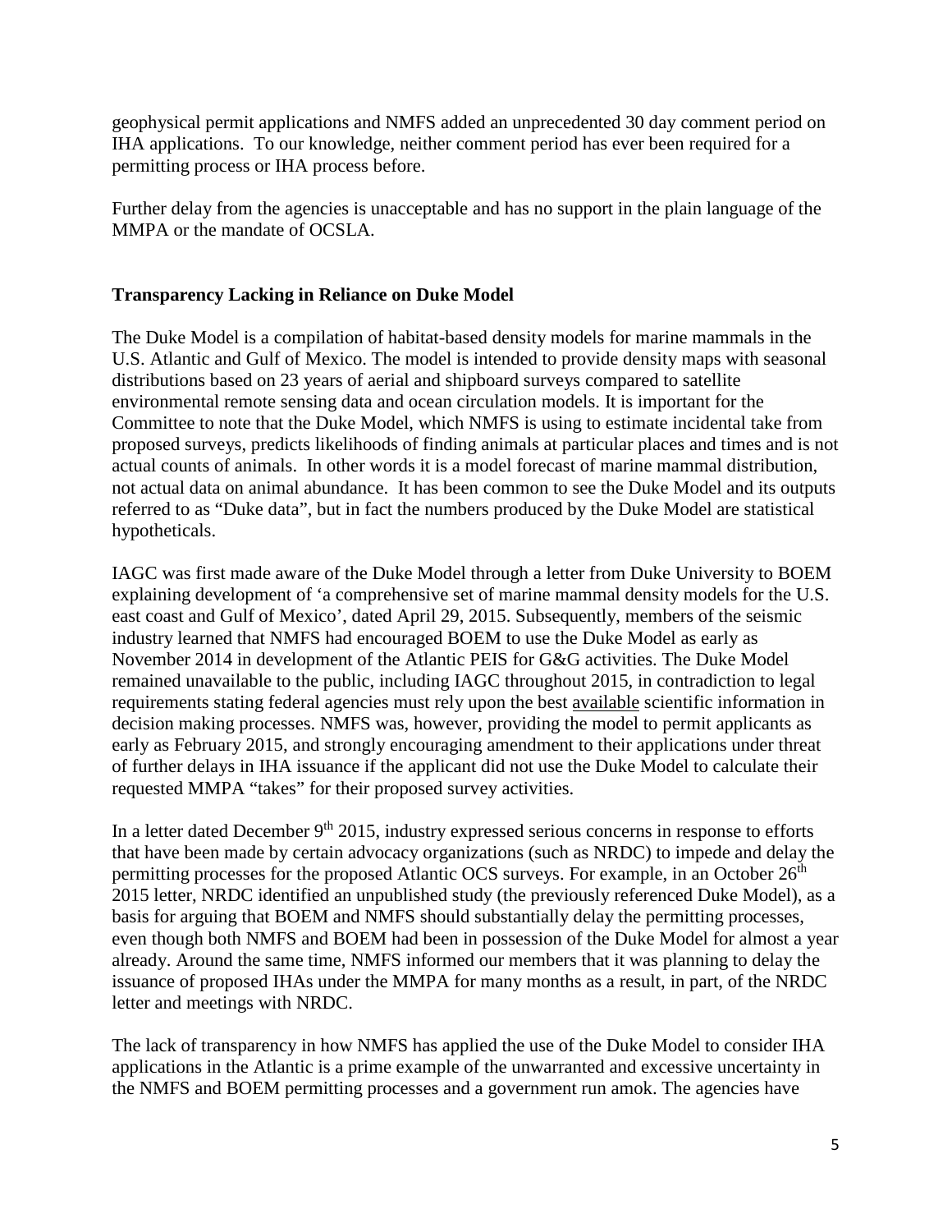geophysical permit applications and NMFS added an unprecedented 30 day comment period on IHA applications. To our knowledge, neither comment period has ever been required for a permitting process or IHA process before.

Further delay from the agencies is unacceptable and has no support in the plain language of the MMPA or the mandate of OCSLA.

## Transparency Lacking in Reliance on Duke Model

The Duke Model is a compilation of habitat-based density models for marine mammals in the U.S. Atlantic and Gulf of Mexico. The model is intended to provide density maps with seasonal distributions based on 23 years of aerial and shipboard surveys compared to satellite environmental remote sensing data and ocean circulation models. It is important for the Committee to note that the Duke Model, which NMFS is using to estimate incidental take from proposed surveys, predicts likelihoods of finding animals at particular places and times and is not actual counts of animals. In other words it is a model forecast of marine mammal distribution, not actual data on animal abundance. It has been common to see the Duke Model and its outputs referred to as "Duke data", but in fact the numbers produced by the Duke Model are statistical hypotheticals.

IAGC was first made aware of the Duke Model through a letter from Duke University to BOEM explaining development of 'a comprehensive set of marine mammal density models for the U.S. east coast and Gulf of Mexico', dated April 29, 2015. Subsequently, members of the seismic industry learned that NMFS had encouraged BOEM to use the Duke Model as early as November 2014 in development of the Atlantic PEIS for G&G activities. The Duke Model remained unavailable to the public, including IAGC throughout 2015, in contradiction to legal requirements stating federal agencies must rely upon the best <u>available</u> scientific information in decision making processes. NMFS was, however, providing the model to permit applicants as early as February 2015, and strongly encouraging amendment to their applications under threat of further delays in IHA issuance if the applicant did not use the Duke Model to calculate their requested MMPA "takes" for their proposed survey activities.

In a letter dated December 9th 2015, industry expressed serious concerns in response to efforts that have been made by certain advocacy organizations (such as NRDC) to impede and delay the permitting processes for the proposed Atlantic OCS surveys. For example, in an October 26th 2015 letter, NRDC identified an unpublished study (the previously referenced Duke Model), as a basis for arguing that BOEM and NMFS should substantially delay the permitting processes, even though both NMFS and BOEM had been in possession of the Duke Model for almost a year already. Around the same time, NMFS informed our members that it was planning to delay the issuance of proposed IHAs under the MMPA for many months as a result, in part, of the NRDC letter and meetings with NRDC.

The lack of transparency in how NMFS has applied the use of the Duke Model to consider IHA applications in the Atlantic is a prime example of the unwarranted and excessive uncertainty in the NMFS and BOEM permitting processes and a government run amok. The agencies have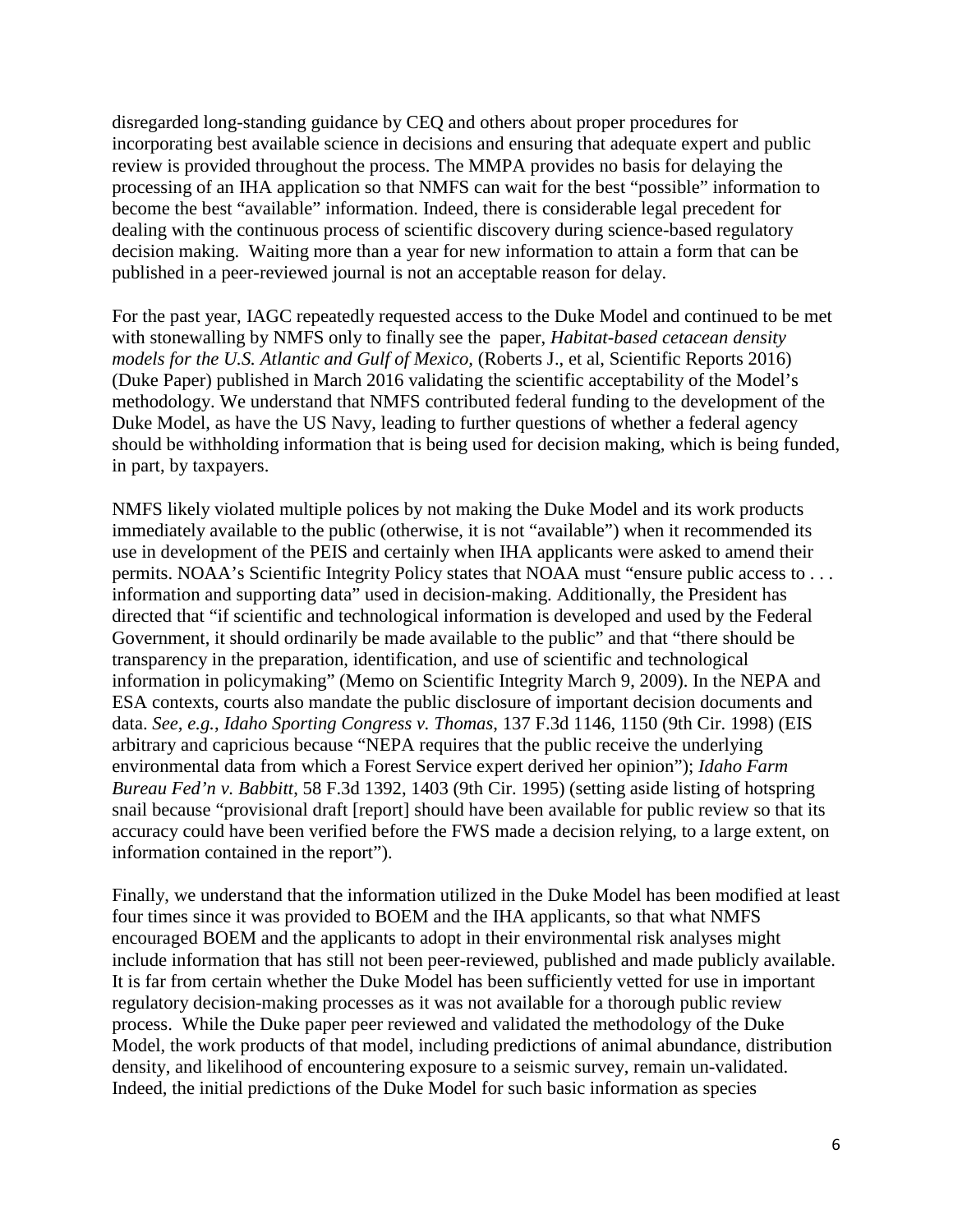disregarded long-standing guidance by CEQ and others about proper procedures for incorporating best available science in decisions and ensuring that adequate expert and public review is provided throughout the process. The MMPA provides no basis for delaying the processing of an IHA application so that NMFS can wait for the best "possible" information to become the best "available" information. Indeed, there is considerable legal precedent for dealing with the continuous process of scientific discovery during science-based regulatory decision making. Waiting more than a year for new information to attain a form that can be published in a peer-reviewed journal is not an acceptable reason for delay.

For the past year, IAGC repeatedly requested access to the Duke Model and continued to be met with stonewalling by NMFS only to finally see the paper, *Habitat-based cetacean density models for the U.S. Atlantic and Gulf of Mexico*, (Roberts J., et al, Scientific Reports 2016) (Duke Paper) published in March 2016 validating the scientific acceptability of the Model's methodology. We understand that NMFS contributed federal funding to the development of the Duke Model, as have the US Navy, leading to further questions of whether a federal agency should be withholding information that is being used for decision making, which is being funded, in part, by taxpayers.

NMFS likely violated multiple polices by not making the Duke Model and its work products immediately available to the public (otherwise, it is not "available") when it recommended its use in development of the PEIS and certainly when IHA applicants were asked to amend their permits. NOAA's Scientific Integrity Policy states that NOAA must "ensure public access to . . . information and supporting data" used in decision-making. Additionally, the President has directed that "if scientific and technological information is developed and used by the Federal Government, it should ordinarily be made available to the public" and that "there should be transparency in the preparation, identification, and use of scientific and technological information in policymaking" (Memo on Scientific Integrity March 9, 2009). In the NEPA and ESA contexts, courts also mandate the public disclosure of important decision documents and data. *See, e.g.*, *Idaho Sporting Congress v. Thomas*, 137 F.3d 1146, 1150 (9th Cir. 1998) (EIS arbitrary and capricious because "NEPA requires that the public receive the underlying environmental data from which a Forest Service expert derived her opinion"); *Idaho Farm Bureau Fed'n v. Babbitt*, 58 F.3d 1392, 1403 (9th Cir. 1995) (setting aside listing of hotspring snail because "provisional draft [report] should have been available for public review so that its accuracy could have been verified before the FWS made a decision relying, to a large extent, on information contained in the report").

Finally, we understand that the information utilized in the Duke Model has been modified at least four times since it was provided to BOEM and the IHA applicants, so that what NMFS encouraged BOEM and the applicants to adopt in their environmental risk analyses might include information that has still not been peer-reviewed, published and made publicly available. It is far from certain whether the Duke Model has been sufficiently vetted for use in important regulatory decision-making processes as it was not available for a thorough public review process. While the Duke paper peer reviewed and validated the methodology of the Duke Model, the work products of that model, including predictions of animal abundance, distribution density, and likelihood of encountering exposure to a seismic survey, remain un-validated. Indeed, the initial predictions of the Duke Model for such basic information as species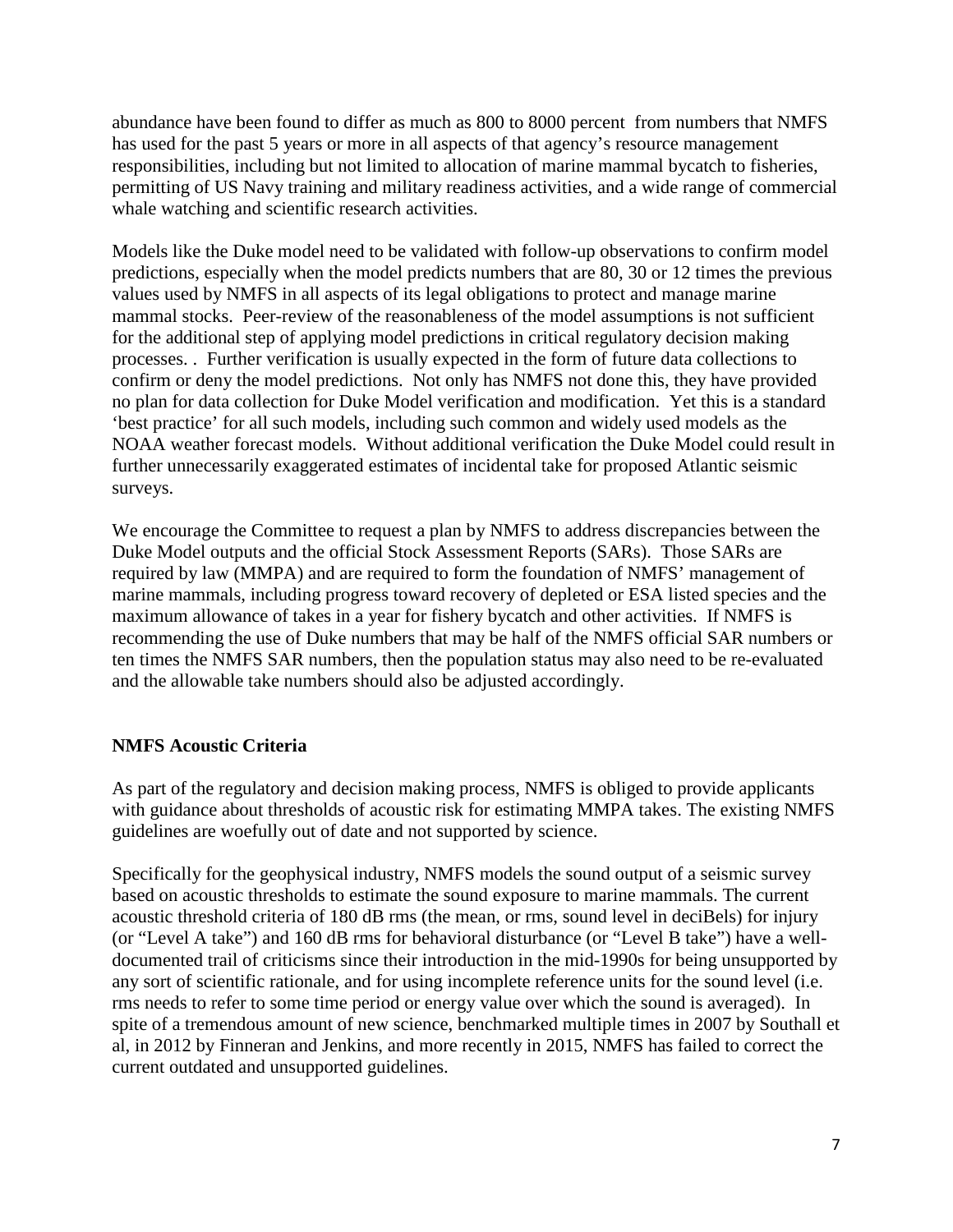abundance have been found to differ as much as 800 to 8000 percent from numbers that NMFS has used for the past 5 years or more in all aspects of that agency's resource management responsibilities, including but not limited to allocation of marine mammal bycatch to fisheries, permitting of US Navy training and military readiness activities, and a wide range of commercial whale watching and scientific research activities.

Models like the Duke model need to be validated with follow-up observations to confirm model predictions, especially when the model predicts numbers that are 80, 30 or 12 times the previous values used by NMFS in all aspects of its legal obligations to protect and manage marine mammal stocks. Peer-review of the reasonableness of the model assumptions is not sufficient for the additional step of applying model predictions in critical regulatory decision making processes. . Further verification is usually expected in the form of future data collections to confirm or deny the model predictions. Not only has NMFS not done this, they have provided no plan for data collection for Duke Model verification and modification. Yet this is a standard 'best practice' for all such models, including such common and widely used models as the NOAA weather forecast models. Without additional verification the Duke Model could result in further unnecessarily exaggerated estimates of incidental take for proposed Atlantic seismic surveys.

We encourage the Committee to request a plan by NMFS to address discrepancies between the Duke Model outputs and the official Stock Assessment Reports (SARs). Those SARs are required by law (MMPA) and are required to form the foundation of NMFS' management of marine mammals, including progress toward recovery of depleted or ESA listed species and the maximum allowance of takes in a year for fishery bycatch and other activities. If NMFS is recommending the use of Duke numbers that may be half of the NMFS official SAR numbers or ten times the NMFS SAR numbers, then the population status may also need to be re-evaluated and the allowable take numbers should also be adjusted accordingly.

**NMFS Acoustic Criteria**

As part of the regulatory and decision making process, NMFS is obliged to provide applicants with guidance about thresholds of acoustic risk for estimating MMPA takes. The existing NMFS guidelines are woefully out of date and not supported by science.

Specifically for the geophysical industry, NMFS models the sound output of a seismic survey based on acoustic thresholds to estimate the sound exposure to marine mammals. The current acoustic threshold criteria of 180 dB rms (the mean, or rms, sound level in deciBels) for injury (or "Level A take") and 160 dB rms for behavioral disturbance (or "Level B take") have a well-documented trail of criticisms since their introduction in the mid-1990s for being unsupported by any sort of scientific rationale, and for using incomplete reference units for the sound level (i.e. rms needs to refer to some time period or energy value over which the sound is averaged). In spite of a tremendous amount of new science, benchmarked multiple times in 2007 by Southall et al, in 2012 by Finneran and Jenkins, and more recently in 2015, NMFS has failed to correct the current outdated and unsupported guidelines.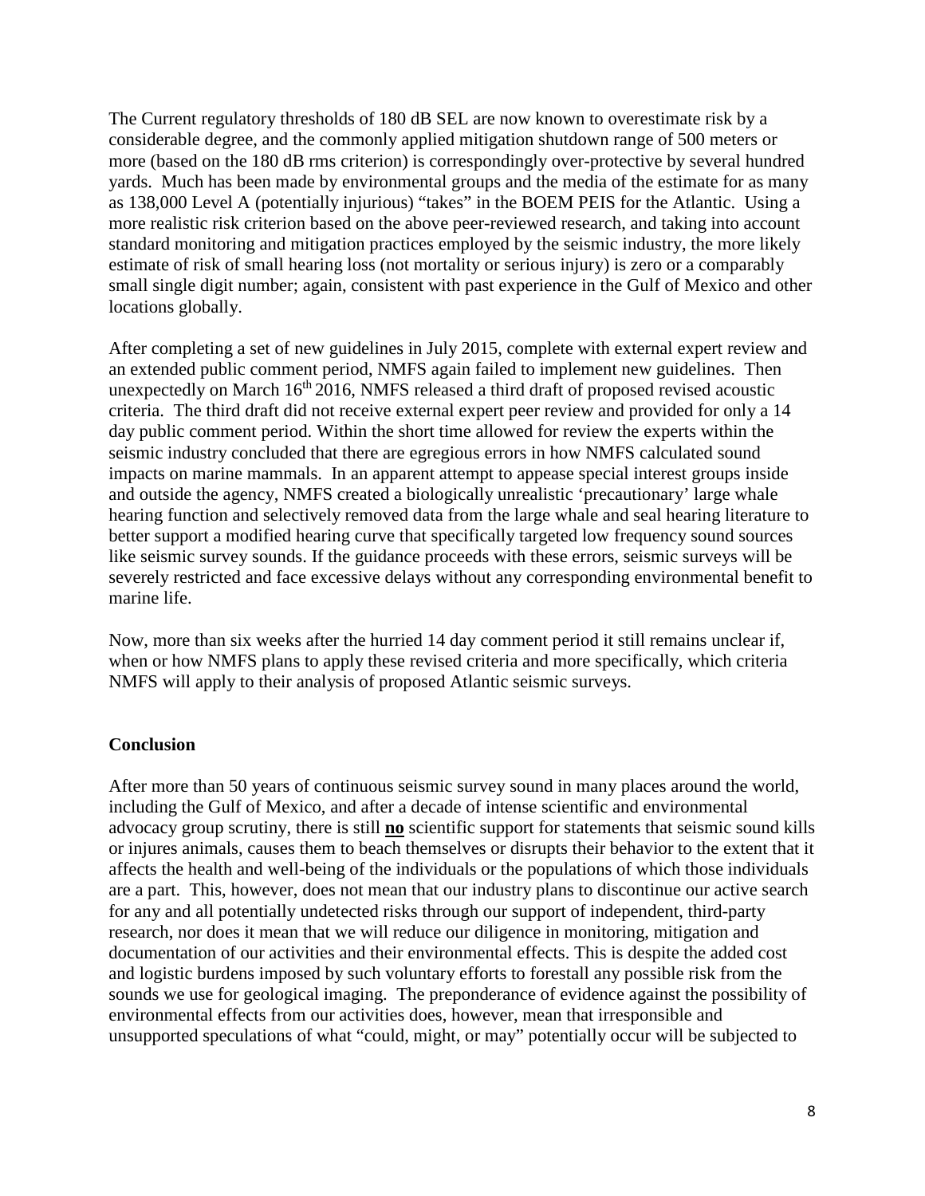The Current regulatory thresholds of 180 dB SEL are now known to overestimate risk by a considerable degree, and the commonly applied mitigation shutdown range of 500 meters or more (based on the 180 dB rms criterion) is correspondingly over-protective by several hundred yards. Much has been made by environmental groups and the media of the estimate for as many as 138,000 Level A (potentially injurious) "takes" in the BOEM PEIS for the Atlantic. Using a more realistic risk criterion based on the above peer-reviewed research, and taking into account standard monitoring and mitigation practices employed by the seismic industry, the more likely estimate of risk of small hearing loss (not mortality or serious injury) is zero or a comparably small single digit number; again, consistent with past experience in the Gulf of Mexico and other locations globally.

After completing a set of new guidelines in July 2015, complete with external expert review and an extended public comment period, NMFS again failed to implement new guidelines. Then unexpectedly on March 16th 2016, NMFS released a third draft of proposed revised acoustic criteria. The third draft did not receive external expert peer review and provided for only a 14 day public comment period. Within the short time allowed for review the experts within the seismic industry concluded that there are egregious errors in how NMFS calculated sound impacts on marine mammals. In an apparent attempt to appease special interest groups inside and outside the agency, NMFS created a biologically unrealistic 'precautionary' large whale hearing function and selectively removed data from the large whale and seal hearing literature to better support a modified hearing curve that specifically targeted low frequency sound sources like seismic survey sounds. If the guidance proceeds with these errors, seismic surveys will be severely restricted and face excessive delays without any corresponding environmental benefit to marine life.

Now, more than six weeks after the hurried 14 day comment period it still remains unclear if, when or how NMFS plans to apply these revised criteria and more specifically, which criteria NMFS will apply to their analysis of proposed Atlantic seismic surveys.

## Conclusion

After more than 50 years of continuous seismic survey sound in many places around the world, including the Gulf of Mexico, and after a decade of intense scientific and environmental advocacy group scrutiny, there is still **no** scientific support for statements that seismic sound kills or injures animals, causes them to beach themselves or disrupts their behavior to the extent that it affects the health and well-being of the individuals or the populations of which those individuals are a part. This, however, does not mean that our industry plans to discontinue our active search for any and all potentially undetected risks through our support of independent, third-party research, nor does it mean that we will reduce our diligence in monitoring, mitigation and documentation of our activities and their environmental effects. This is despite the added cost and logistic burdens imposed by such voluntary efforts to forestall any possible risk from the sounds we use for geological imaging. The preponderance of evidence against the possibility of environmental effects from our activities does, however, mean that irresponsible and unsupported speculations of what "could, might, or may" potentially occur will be subjected to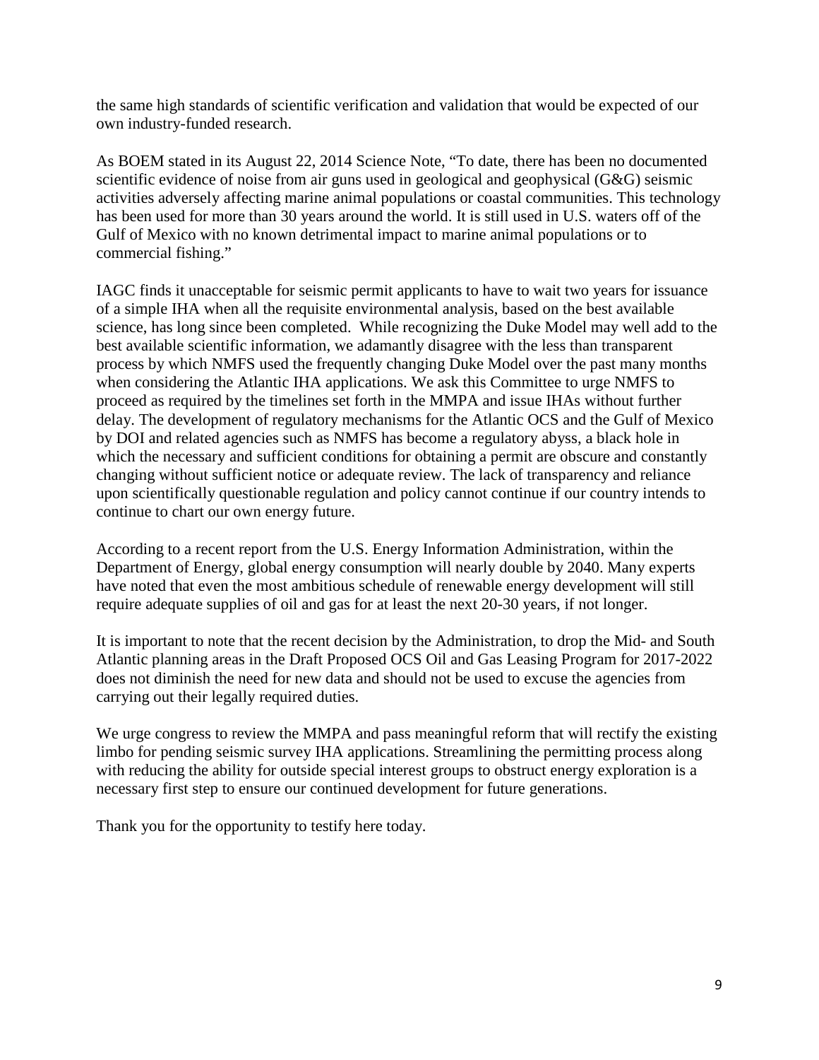the same high standards of scientific verification and validation that would be expected of our own industry-funded research.

As BOEM stated in its August 22, 2014 Science Note, "To date, there has been no documented scientific evidence of noise from air guns used in geological and geophysical (G&G) seismic activities adversely affecting marine animal populations or coastal communities. This technology has been used for more than 30 years around the world. It is still used in U.S. waters off of the Gulf of Mexico with no known detrimental impact to marine animal populations or to commercial fishing."

IAGC finds it unacceptable for seismic permit applicants to have to wait two years for issuance of a simple IHA when all the requisite environmental analysis, based on the best available science, has long since been completed. While recognizing the Duke Model may well add to the best available scientific information, we adamantly disagree with the less than transparent process by which NMFS used the frequently changing Duke Model over the past many months when considering the Atlantic IHA applications. We ask this Committee to urge NMFS to proceed as required by the timelines set forth in the MMPA and issue IHAs without further delay. The development of regulatory mechanisms for the Atlantic OCS and the Gulf of Mexico by DOI and related agencies such as NMFS has become a regulatory abyss, a black hole in which the necessary and sufficient conditions for obtaining a permit are obscure and constantly changing without sufficient notice or adequate review. The lack of transparency and reliance upon scientifically questionable regulation and policy cannot continue if our country intends to continue to chart our own energy future.

According to a recent report from the U.S. Energy Information Administration, within the Department of Energy, global energy consumption will nearly double by 2040. Many experts have noted that even the most ambitious schedule of renewable energy development will still require adequate supplies of oil and gas for at least the next 20-30 years, if not longer.

It is important to note that the recent decision by the Administration, to drop the Mid- and South Atlantic planning areas in the Draft Proposed OCS Oil and Gas Leasing Program for 2017-2022 does not diminish the need for new data and should not be used to excuse the agencies from carrying out their legally required duties.

We urge congress to review the MMPA and pass meaningful reform that will rectify the existing limbo for pending seismic survey IHA applications. Streamlining the permitting process along with reducing the ability for outside special interest groups to obstruct energy exploration is a necessary first step to ensure our continued development for future generations.

Thank you for the opportunity to testify here today.